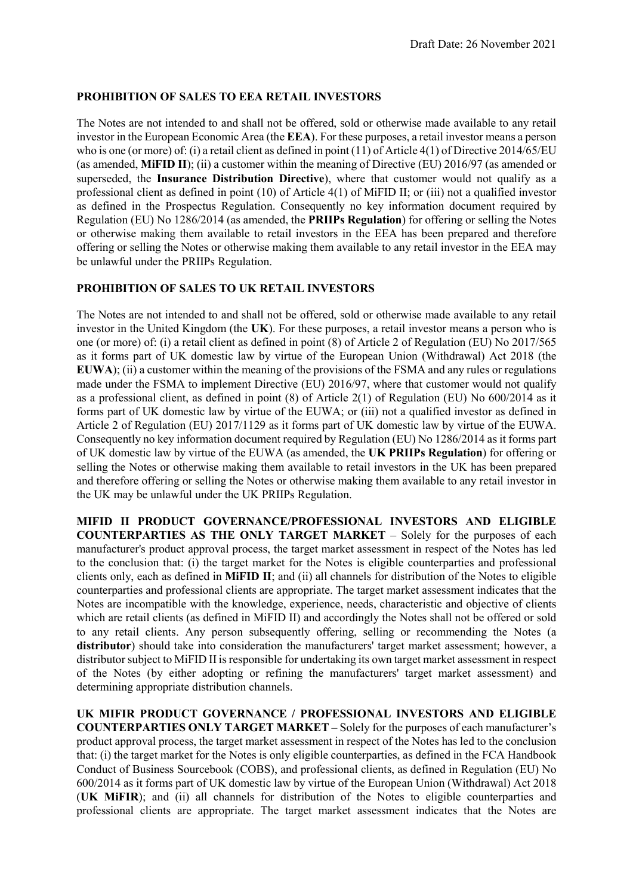Draft Date: 26 November 2021

## PROHIBITION OF SALES TO EEA RETAIL INVESTORS

The Notes are not intended to and shall not be offered, sold or otherwise made available to any retail investor in the European Economic Area (the **EEA**). For these purposes, a retail investor means a person who is one (or more) of: (i) a retail client as defined in point (11) of Article 4(1) of Directive 2014/65/EU (as amended, **MiFID II**); (ii) a customer within the meaning of Directive (EU) 2016/97 (as amended or superseded, the **Insurance Distribution Directive**), where that customer would not qualify as a professional client as defined in point (10) of Article 4(1) of MiFID II; or (iii) not a qualified investor as defined in the Prospectus Regulation. Consequently no key information document required by Regulation (EU) No 1286/2014 (as amended, the **PRIIPs Regulation**) for offering or selling the Notes or otherwise making them available to retail investors in the EEA has been prepared and therefore offering or selling the Notes or otherwise making them available to any retail investor in the EEA may be unlawful under the PRIIPs Regulation.

## PROHIBITION OF SALES TO UK RETAIL INVESTORS

The Notes are not intended to and shall not be offered, sold or otherwise made available to any retail investor in the United Kingdom (the **UK**). For these purposes, a retail investor means a person who is one (or more) of: (i) a retail client as defined in point (8) of Article 2 of Regulation (EU) No 2017/565 as it forms part of UK domestic law by virtue of the European Union (Withdrawal) Act 2018 (the **EUWA**); (ii) a customer within the meaning of the provisions of the FSMA and any rules or regulations made under the FSMA to implement Directive (EU) 2016/97, where that customer would not qualify as a professional client, as defined in point (8) of Article 2(1) of Regulation (EU) No 600/2014 as it forms part of UK domestic law by virtue of the EUWA; or (iii) not a qualified investor as defined in Article 2 of Regulation (EU) 2017/1129 as it forms part of UK domestic law by virtue of the EUWA. Consequently no key information document required by Regulation (EU) No 1286/2014 as it forms part of UK domestic law by virtue of the EUWA (as amended, the **UK PRIIPs Regulation**) for offering or selling the Notes or otherwise making them available to retail investors in the UK has been prepared and therefore offering or selling the Notes or otherwise making them available to any retail investor in the UK may be unlawful under the UK PRIIPs Regulation.

**MIFID II PRODUCT GOVERNANCE/PROFESSIONAL INVESTORS AND ELIGIBLE COUNTERPARTIES AS THE ONLY TARGET MARKET** – Solely for the purposes of each manufacturer's product approval process, the target market assessment in respect of the Notes has led to the conclusion that: (i) the target market for the Notes is eligible counterparties and professional clients only, each as defined in **MiFID II**; and (ii) all channels for distribution of the Notes to eligible counterparties and professional clients are appropriate. The target market assessment indicates that the Notes are incompatible with the knowledge, experience, needs, characteristic and objective of clients which are retail clients (as defined in MiFID II) and accordingly the Notes shall not be offered or sold to any retail clients. Any person subsequently offering, selling or recommending the Notes (a **distributor**) should take into consideration the manufacturers' target market assessment; however, a distributor subject to MiFID II is responsible for undertaking its own target market assessment in respect of the Notes (by either adopting or refining the manufacturers' target market assessment) and determining appropriate distribution channels.

**UK MIFIR PRODUCT GOVERNANCE / PROFESSIONAL INVESTORS AND ELIGIBLE COUNTERPARTIES ONLY TARGET MARKET** – Solely for the purposes of each manufacturer's product approval process, the target market assessment in respect of the Notes has led to the conclusion that: (i) the target market for the Notes is only eligible counterparties, as defined in the FCA Handbook Conduct of Business Sourcebook (COBS), and professional clients, as defined in Regulation (EU) No 600/2014 as it forms part of UK domestic law by virtue of the European Union (Withdrawal) Act 2018 (**UK MiFIR**); and (ii) all channels for distribution of the Notes to eligible counterparties and professional clients are appropriate. The target market assessment indicates that the Notes are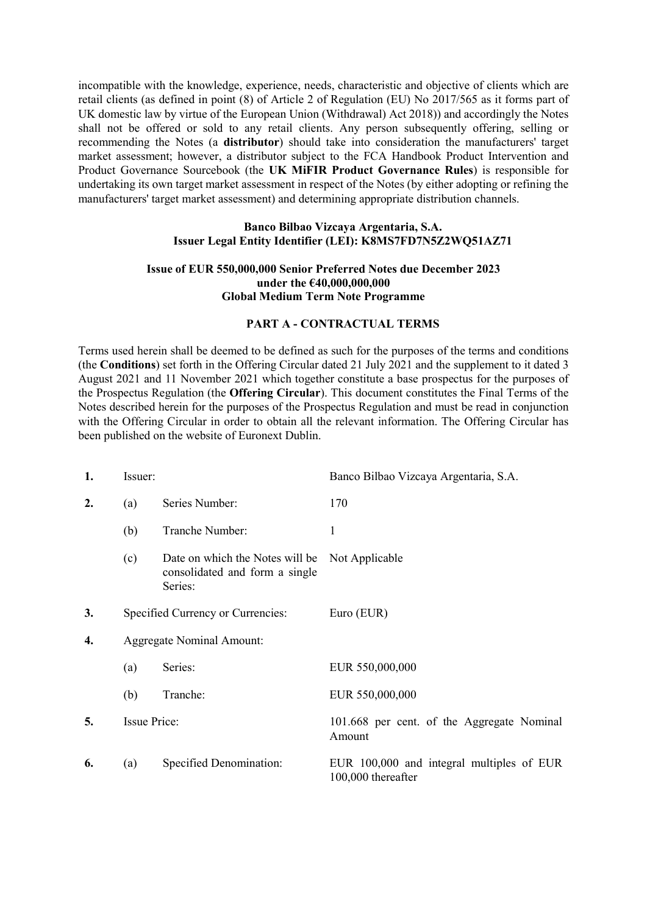incompatible with the knowledge, experience, needs, characteristic and objective of clients which are retail clients (as defined in point (8) of Article 2 of Regulation (EU) No 2017/565 as it forms part of UK domestic law by virtue of the European Union (Withdrawal) Act 2018)) and accordingly the Notes shall not be offered or sold to any retail clients. Any person subsequently offering, selling or recommending the Notes (a **distributor**) should take into consideration the manufacturers' target market assessment; however, a distributor subject to the FCA Handbook Product Intervention and Product Governance Sourcebook (the **UK MiFIR Product Governance Rules**) is responsible for undertaking its own target market assessment in respect of the Notes (by either adopting or refining the manufacturers' target market assessment) and determining appropriate distribution channels.

**Banco Bilbao Vizcaya Argentaria, S.A.**
**Issuer Legal Entity Identifier (LEI): K8MS7FD7N5Z2WQ51AZ71**

**Issue of EUR 550,000,000 Senior Preferred Notes due December 2023**
**under the €40,000,000,000**
**Global Medium Term Note Programme**

## PART A - CONTRACTUAL TERMS

Terms used herein shall be deemed to be defined as such for the purposes of the terms and conditions (the **Conditions**) set forth in the Offering Circular dated 21 July 2021 and the supplement to it dated 3 August 2021 and 11 November 2021 which together constitute a base prospectus for the purposes of the Prospectus Regulation (the **Offering Circular**). This document constitutes the Final Terms of the Notes described herein for the purposes of the Prospectus Regulation and must be read in conjunction with the Offering Circular in order to obtain all the relevant information. The Offering Circular has been published on the website of Euronext Dublin.

| | | | |
|---|---|---|---|
| **1.** | Issuer: | | Banco Bilbao Vizcaya Argentaria, S.A. |
| **2.** | (a) | Series Number: | 170 |
| | (b) | Tranche Number: | 1 |
| | (c) | Date on which the Notes will be consolidated and form a single Series: | Not Applicable |
| **3.** | Specified Currency or Currencies: | | Euro (EUR) |
| **4.** | Aggregate Nominal Amount: | | |
| | (a) | Series: | EUR 550,000,000 |
| | (b) | Tranche: | EUR 550,000,000 |
| **5.** | Issue Price: | | 101.668 per cent. of the Aggregate Nominal Amount |
| **6.** | (a) | Specified Denomination: | EUR 100,000 and integral multiples of EUR 100,000 thereafter |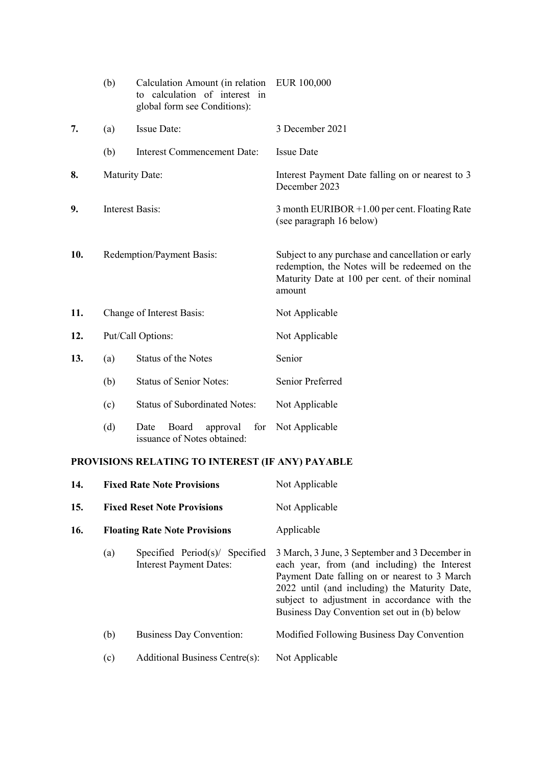| | | | |
|---|---|---|---|
| | (b) | Calculation Amount (in relation to calculation of interest in global form see Conditions): | EUR 100,000 |
| **7.** | (a) | Issue Date: | 3 December 2021 |
| | (b) | Interest Commencement Date: | Issue Date |
| **8.** | Maturity Date: | | Interest Payment Date falling on or nearest to 3 December 2023 |
| **9.** | Interest Basis: | | 3 month EURIBOR +1.00 per cent. Floating Rate (see paragraph 16 below) |
| **10.** | Redemption/Payment Basis: | | Subject to any purchase and cancellation or early redemption, the Notes will be redeemed on the Maturity Date at 100 per cent. of their nominal amount |
| **11.** | Change of Interest Basis: | | Not Applicable |
| **12.** | Put/Call Options: | | Not Applicable |
| **13.** | (a) | Status of the Notes | Senior |
| | (b) | Status of Senior Notes: | Senior Preferred |
| | (c) | Status of Subordinated Notes: | Not Applicable |
| | (d) | Date Board approval for issuance of Notes obtained: | Not Applicable |

**PROVISIONS RELATING TO INTEREST (IF ANY) PAYABLE**

| | | | |
|---|---|---|---|
| **14.** | **Fixed Rate Note Provisions** | | Not Applicable |
| **15.** | **Fixed Reset Note Provisions** | | Not Applicable |
| **16.** | **Floating Rate Note Provisions** | | Applicable |
| | (a) | Specified Period(s)/ Specified Interest Payment Dates: | 3 March, 3 June, 3 September and 3 December in each year, from (and including) the Interest Payment Date falling on or nearest to 3 March 2022 until (and including) the Maturity Date, subject to adjustment in accordance with the Business Day Convention set out in (b) below |
| | (b) | Business Day Convention: | Modified Following Business Day Convention |
| | (c) | Additional Business Centre(s): | Not Applicable |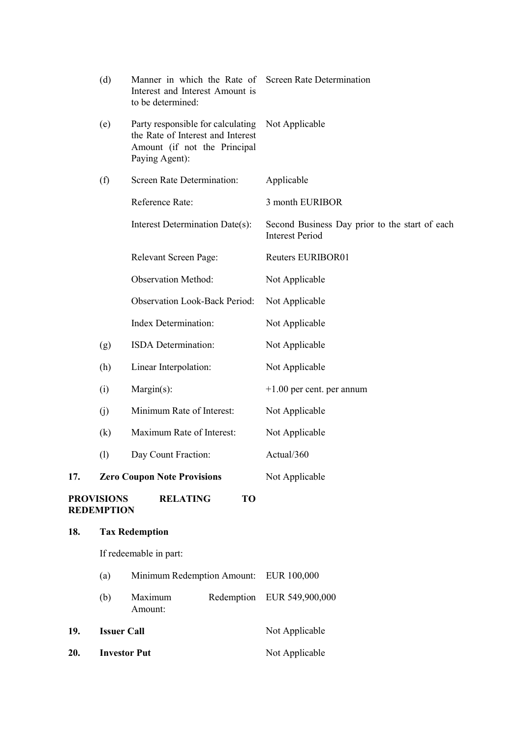| | | |
|---|---|---|
| (d) | Manner in which the Rate of Interest and Interest Amount is to be determined: | Screen Rate Determination |
| (e) | Party responsible for calculating the Rate of Interest and Interest Amount (if not the Principal Paying Agent): | Not Applicable |
| (f) | Screen Rate Determination: | Applicable |
| | Reference Rate: | 3 month EURIBOR |
| | Interest Determination Date(s): | Second Business Day prior to the start of each Interest Period |
| | Relevant Screen Page: | Reuters EURIBOR01 |
| | Observation Method: | Not Applicable |
| | Observation Look-Back Period: | Not Applicable |
| | Index Determination: | Not Applicable |
| (g) | ISDA Determination: | Not Applicable |
| (h) | Linear Interpolation: | Not Applicable |
| (i) | Margin(s): | +1.00 per cent. per annum |
| (j) | Minimum Rate of Interest: | Not Applicable |
| (k) | Maximum Rate of Interest: | Not Applicable |
| (l) | Day Count Fraction: | Actual/360 |

**17. Zero Coupon Note Provisions** — Not Applicable

**PROVISIONS RELATING TO REDEMPTION**

**18. Tax Redemption**

If redeemable in part:

| | | |
|---|---|---|
| (a) | Minimum Redemption Amount: | EUR 100,000 |
| (b) | Maximum Redemption Amount: | EUR 549,900,000 |

**19. Issuer Call** — Not Applicable

**20. Investor Put** — Not Applicable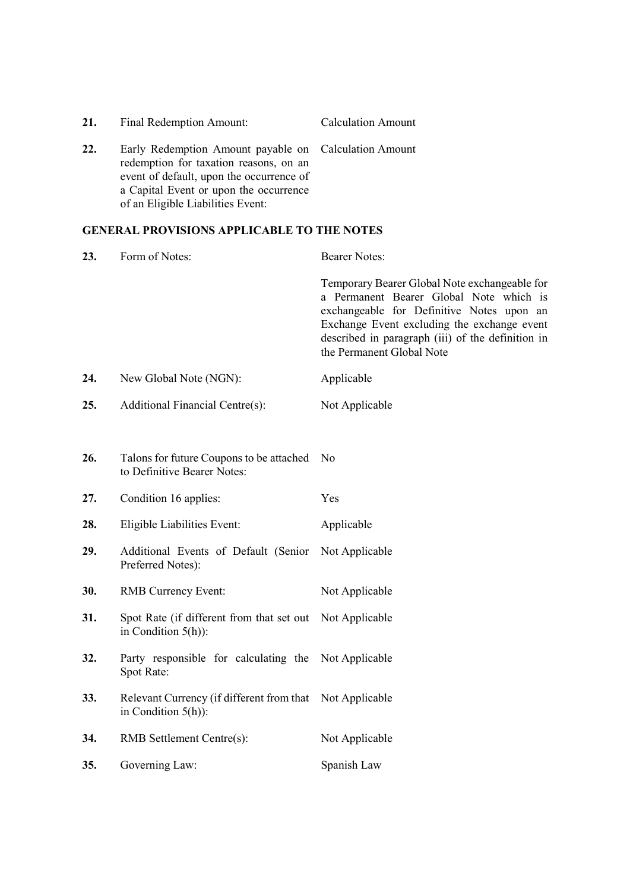| | | |
|---|---|---|
| **21.** | Final Redemption Amount: | Calculation Amount |
| **22.** | Early Redemption Amount payable on redemption for taxation reasons, on an event of default, upon the occurrence of a Capital Event or upon the occurrence of an Eligible Liabilities Event: | Calculation Amount |

**GENERAL PROVISIONS APPLICABLE TO THE NOTES**

| | | |
|---|---|---|
| **23.** | Form of Notes: | Bearer Notes:<br><br>Temporary Bearer Global Note exchangeable for a Permanent Bearer Global Note which is exchangeable for Definitive Notes upon an Exchange Event excluding the exchange event described in paragraph (iii) of the definition in the Permanent Global Note |
| **24.** | New Global Note (NGN): | Applicable |
| **25.** | Additional Financial Centre(s): | Not Applicable |
| **26.** | Talons for future Coupons to be attached to Definitive Bearer Notes: | No |
| **27.** | Condition 16 applies: | Yes |
| **28.** | Eligible Liabilities Event: | Applicable |
| **29.** | Additional Events of Default (Senior Preferred Notes): | Not Applicable |
| **30.** | RMB Currency Event: | Not Applicable |
| **31.** | Spot Rate (if different from that set out in Condition 5(h)): | Not Applicable |
| **32.** | Party responsible for calculating the Spot Rate: | Not Applicable |
| **33.** | Relevant Currency (if different from that in Condition 5(h)): | Not Applicable |
| **34.** | RMB Settlement Centre(s): | Not Applicable |
| **35.** | Governing Law: | Spanish Law |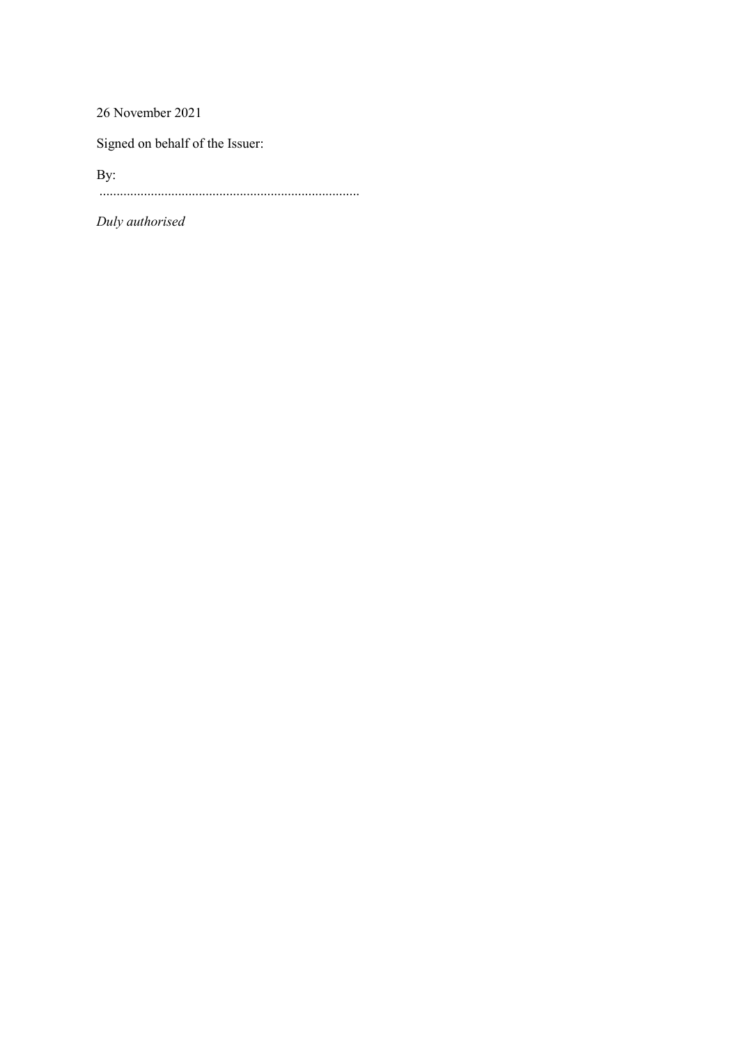26 November 2021

Signed on behalf of the Issuer:

By:
............................................................................

*Duly authorised*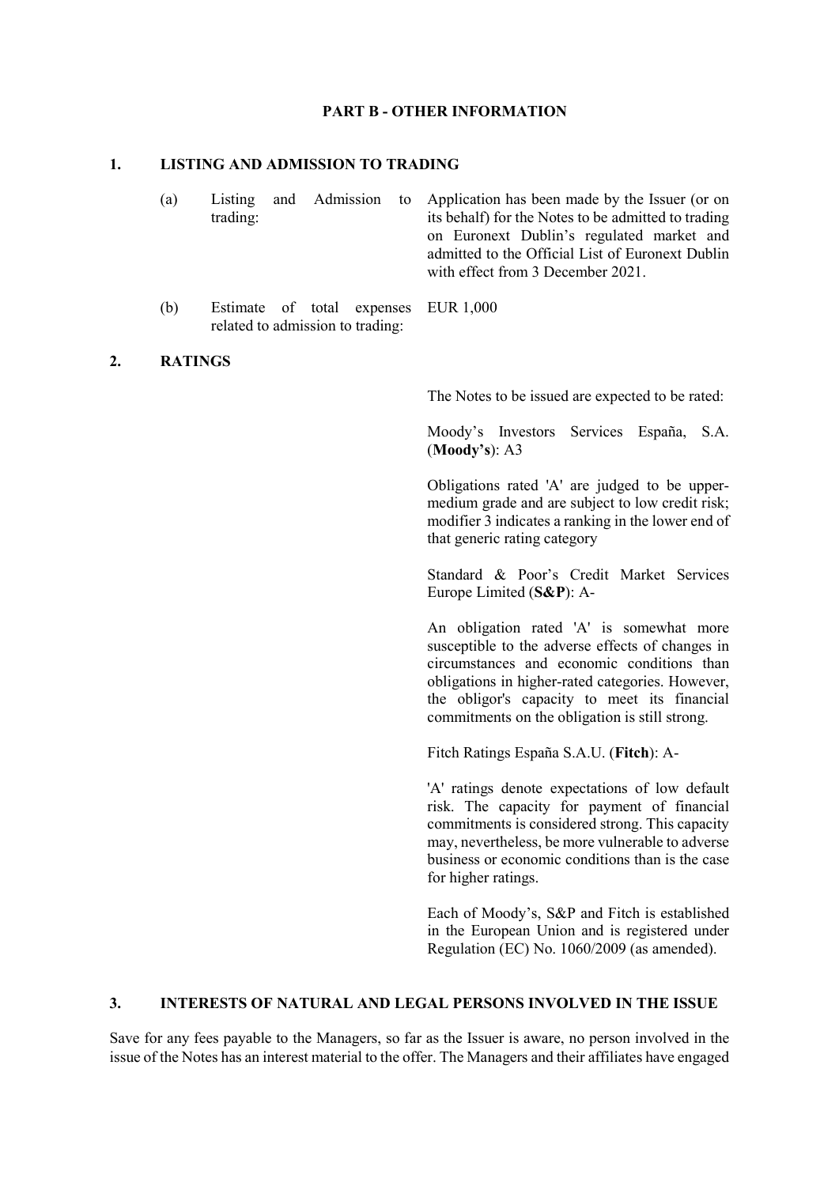## PART B - OTHER INFORMATION

### 1. LISTING AND ADMISSION TO TRADING

| | | |
|---|---|---|
| (a) | Listing and Admission to trading: | Application has been made by the Issuer (or on its behalf) for the Notes to be admitted to trading on Euronext Dublin's regulated market and admitted to the Official List of Euronext Dublin with effect from 3 December 2021. |
| (b) | Estimate of total expenses related to admission to trading: | EUR 1,000 |

### 2. RATINGS

The Notes to be issued are expected to be rated:

Moody's Investors Services España, S.A. (**Moody's**): A3

Obligations rated 'A' are judged to be upper-medium grade and are subject to low credit risk; modifier 3 indicates a ranking in the lower end of that generic rating category

Standard & Poor's Credit Market Services Europe Limited (**S&P**): A-

An obligation rated 'A' is somewhat more susceptible to the adverse effects of changes in circumstances and economic conditions than obligations in higher-rated categories. However, the obligor's capacity to meet its financial commitments on the obligation is still strong.

Fitch Ratings España S.A.U. (**Fitch**): A-

'A' ratings denote expectations of low default risk. The capacity for payment of financial commitments is considered strong. This capacity may, nevertheless, be more vulnerable to adverse business or economic conditions than is the case for higher ratings.

Each of Moody's, S&P and Fitch is established in the European Union and is registered under Regulation (EC) No. 1060/2009 (as amended).

### 3. INTERESTS OF NATURAL AND LEGAL PERSONS INVOLVED IN THE ISSUE

Save for any fees payable to the Managers, so far as the Issuer is aware, no person involved in the issue of the Notes has an interest material to the offer. The Managers and their affiliates have engaged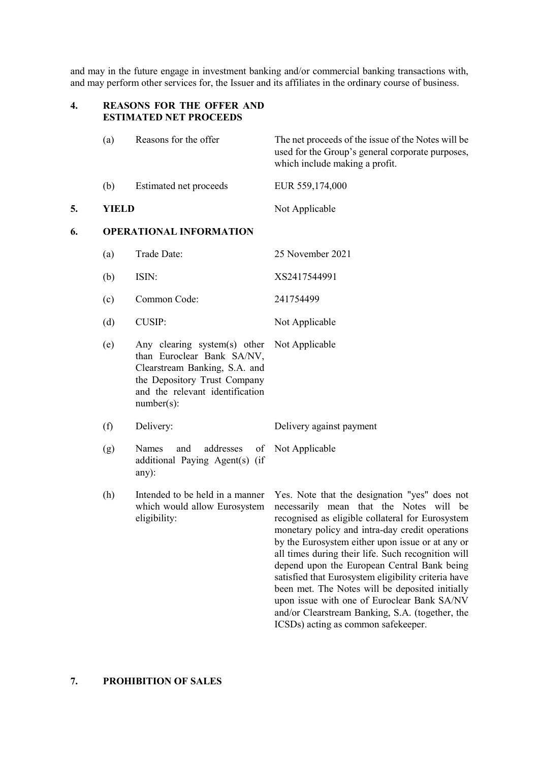and may in the future engage in investment banking and/or commercial banking transactions with, and may perform other services for, the Issuer and its affiliates in the ordinary course of business.

## 4. REASONS FOR THE OFFER AND ESTIMATED NET PROCEEDS

| | | |
|---|---|---|
| (a) | Reasons for the offer | The net proceeds of the issue of the Notes will be used for the Group's general corporate purposes, which include making a profit. |
| (b) | Estimated net proceeds | EUR 559,174,000 |

## 5. YIELD

Not Applicable

## 6. OPERATIONAL INFORMATION

| | | |
|---|---|---|
| (a) | Trade Date: | 25 November 2021 |
| (b) | ISIN: | XS2417544991 |
| (c) | Common Code: | 241754499 |
| (d) | CUSIP: | Not Applicable |
| (e) | Any clearing system(s) other than Euroclear Bank SA/NV, Clearstream Banking, S.A. and the Depository Trust Company and the relevant identification number(s): | Not Applicable |
| (f) | Delivery: | Delivery against payment |
| (g) | Names and addresses of additional Paying Agent(s) (if any): | Not Applicable |
| (h) | Intended to be held in a manner which would allow Eurosystem eligibility: | Yes. Note that the designation "yes" does not necessarily mean that the Notes will be recognised as eligible collateral for Eurosystem monetary policy and intra-day credit operations by the Eurosystem either upon issue or at any or all times during their life. Such recognition will depend upon the European Central Bank being satisfied that Eurosystem eligibility criteria have been met. The Notes will be deposited initially upon issue with one of Euroclear Bank SA/NV and/or Clearstream Banking, S.A. (together, the ICSDs) acting as common safekeeper. |

## 7. PROHIBITION OF SALES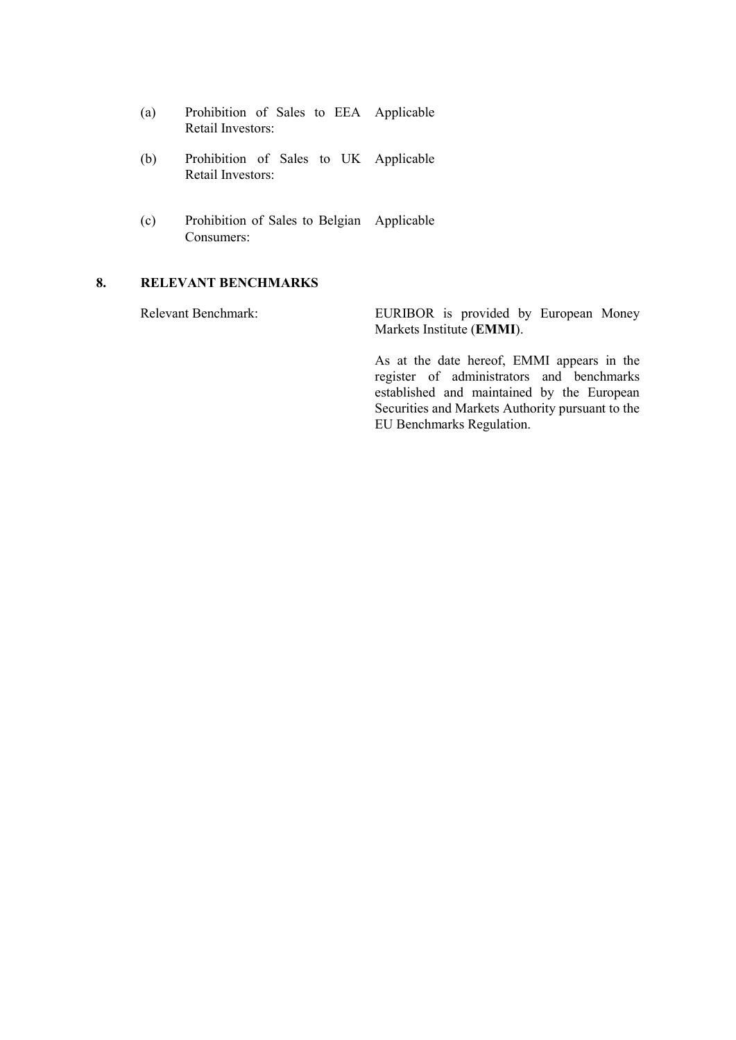| | | |
|---|---|---|
| (a) | Prohibition of Sales to EEA Retail Investors: | Applicable |
| (b) | Prohibition of Sales to UK Retail Investors: | Applicable |
| (c) | Prohibition of Sales to Belgian Consumers: | Applicable |

## 8. RELEVANT BENCHMARKS

| | |
|---|---|
| Relevant Benchmark: | EURIBOR is provided by European Money Markets Institute (**EMMI**).<br><br>As at the date hereof, EMMI appears in the register of administrators and benchmarks established and maintained by the European Securities and Markets Authority pursuant to the EU Benchmarks Regulation. |